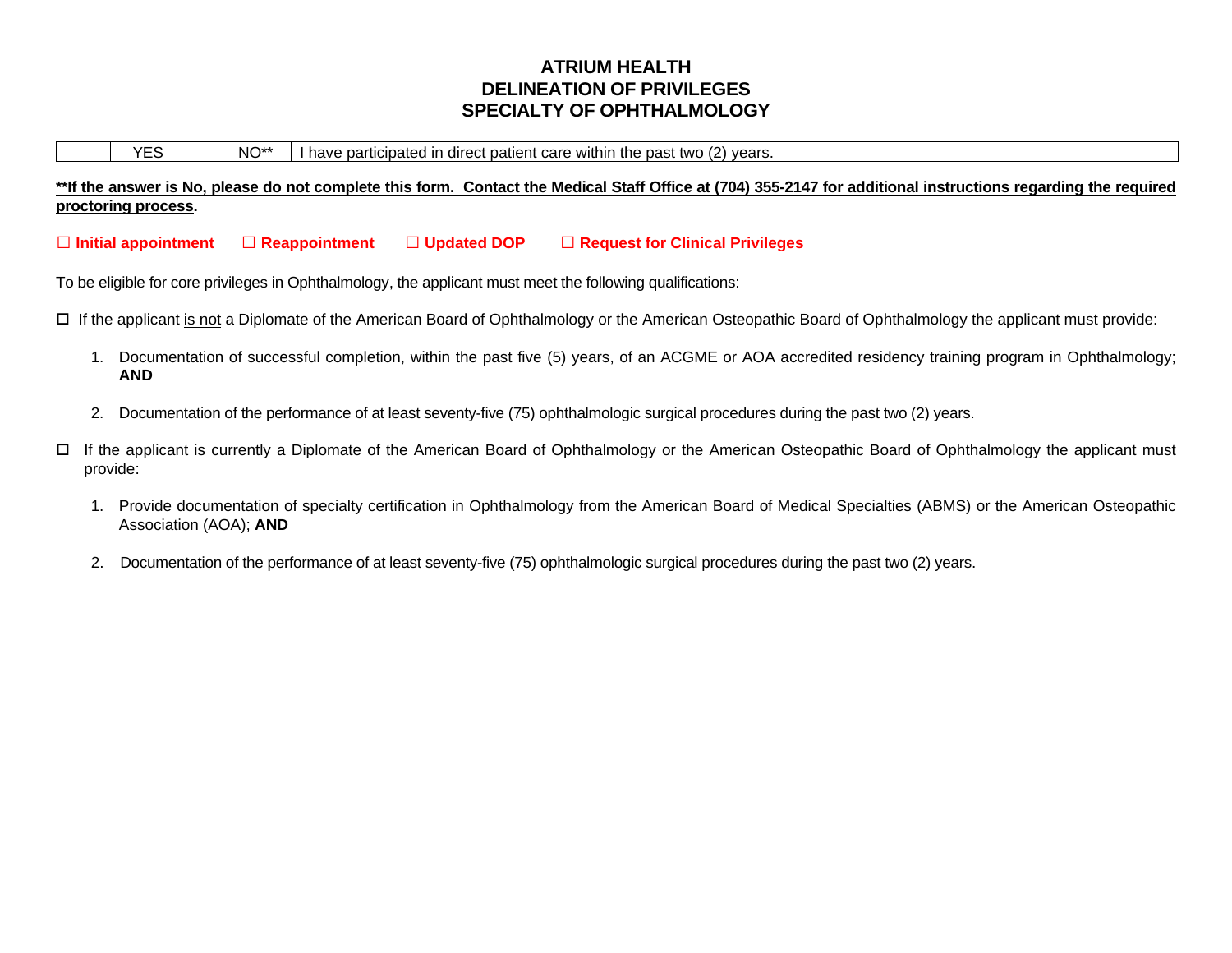# ATRIUM HEALTH
# DELINEATION OF PRIVILEGES
# SPECIALTY OF OPHTHALMOLOGY

| | YES | | NO** | I have participated in direct patient care within the past two (2) years. |
|---|---|---|---|---|

**<u>**If the answer is No, please do not complete this form. Contact the Medical Staff Office at (704) 355-2147 for additional instructions regarding the required proctoring process</u>.**

**☐ Initial appointment ☐ Reappointment ☐ Updated DOP ☐ Request for Clinical Privileges**

To be eligible for core privileges in Ophthalmology, the applicant must meet the following qualifications:

☐ If the applicant <u>is not</u> a Diplomate of the American Board of Ophthalmology or the American Osteopathic Board of Ophthalmology the applicant must provide:

1. Documentation of successful completion, within the past five (5) years, of an ACGME or AOA accredited residency training program in Ophthalmology; **AND**

2. Documentation of the performance of at least seventy-five (75) ophthalmologic surgical procedures during the past two (2) years.

☐ If the applicant <u>is</u> currently a Diplomate of the American Board of Ophthalmology or the American Osteopathic Board of Ophthalmology the applicant must provide:

1. Provide documentation of specialty certification in Ophthalmology from the American Board of Medical Specialties (ABMS) or the American Osteopathic Association (AOA); **AND**

2. Documentation of the performance of at least seventy-five (75) ophthalmologic surgical procedures during the past two (2) years.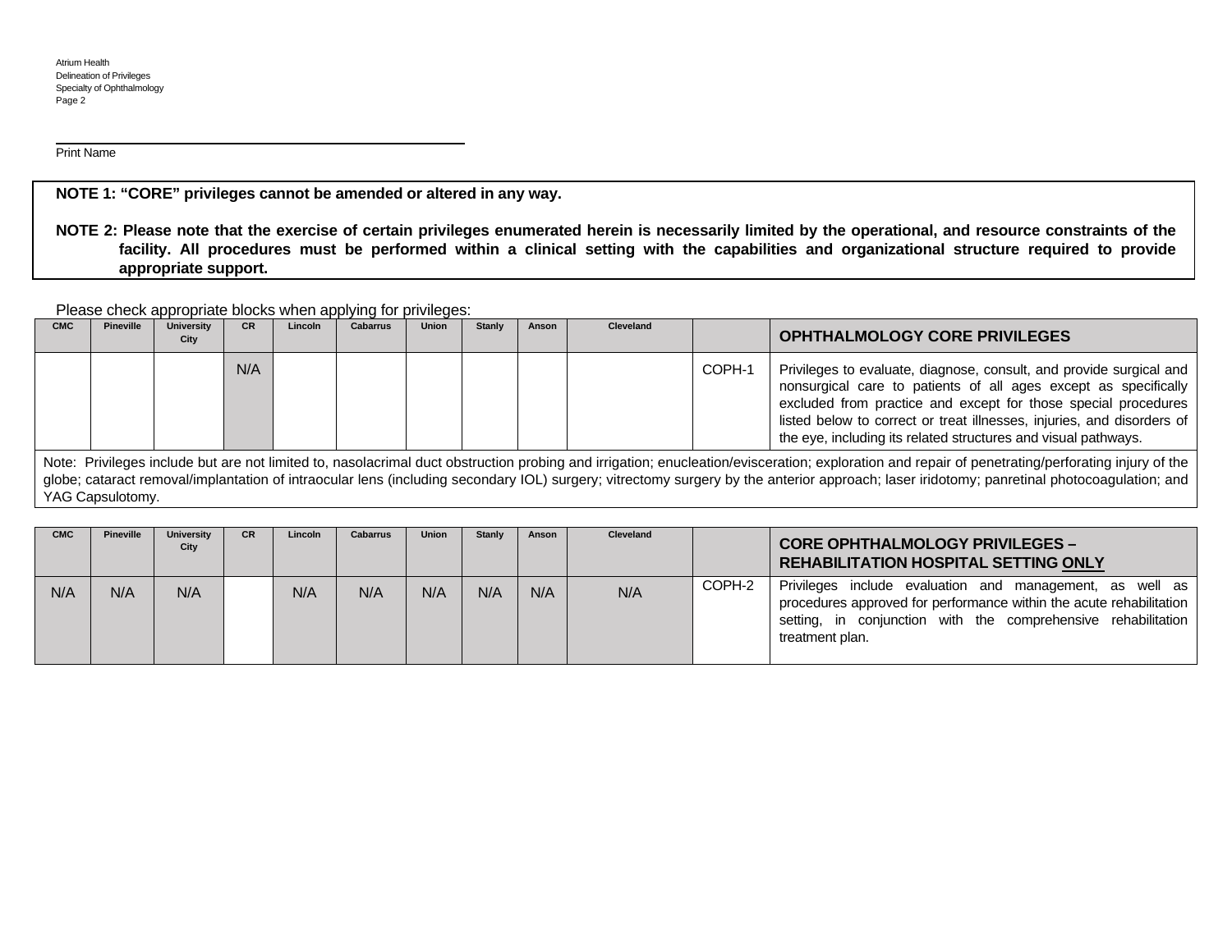Print Name

**NOTE 1: "CORE" privileges cannot be amended or altered in any way.**

**NOTE 2: Please note that the exercise of certain privileges enumerated herein is necessarily limited by the operational, and resource constraints of the facility. All procedures must be performed within a clinical setting with the capabilities and organizational structure required to provide appropriate support.**

Please check appropriate blocks when applying for privileges:

| CMC | Pineville | University City | CR | Lincoln | Cabarrus | Union | Stanly | Anson | Cleveland | | **OPHTHALMOLOGY CORE PRIVILEGES** |
|---|---|---|---|---|---|---|---|---|---|---|---|
| | | | N/A | | | | | | | COPH-1 | Privileges to evaluate, diagnose, consult, and provide surgical and nonsurgical care to patients of all ages except as specifically excluded from practice and except for those special procedures listed below to correct or treat illnesses, injuries, and disorders of the eye, including its related structures and visual pathways. |

Note: Privileges include but are not limited to, nasolacrimal duct obstruction probing and irrigation; enucleation/evisceration; exploration and repair of penetrating/perforating injury of the globe; cataract removal/implantation of intraocular lens (including secondary IOL) surgery; vitrectomy surgery by the anterior approach; laser iridotomy; panretinal photocoagulation; and YAG Capsulotomy.

| CMC | Pineville | University City | CR | Lincoln | Cabarrus | Union | Stanly | Anson | Cleveland | | **CORE OPHTHALMOLOGY PRIVILEGES – REHABILITATION HOSPITAL SETTING ONLY** |
|---|---|---|---|---|---|---|---|---|---|---|---|
| N/A | N/A | N/A | | N/A | N/A | N/A | N/A | N/A | N/A | COPH-2 | Privileges include evaluation and management, as well as procedures approved for performance within the acute rehabilitation setting, in conjunction with the comprehensive rehabilitation treatment plan. |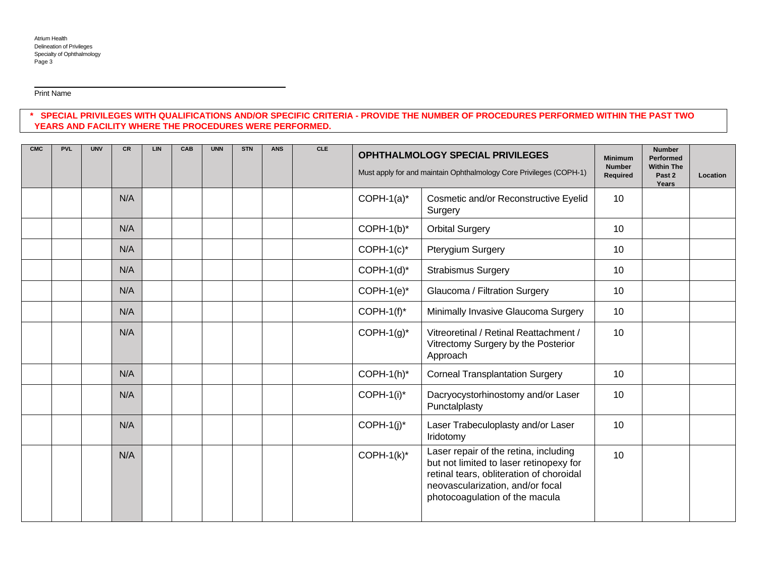Print Name

**\* SPECIAL PRIVILEGES WITH QUALIFICATIONS AND/OR SPECIFIC CRITERIA - PROVIDE THE NUMBER OF PROCEDURES PERFORMED WITHIN THE PAST TWO YEARS AND FACILITY WHERE THE PROCEDURES WERE PERFORMED.**

| CMC | PVL | UNV | CR | LIN | CAB | UNN | STN | ANS | CLE | **OPHTHALMOLOGY SPECIAL PRIVILEGES** Must apply for and maintain Ophthalmology Core Privileges (COPH-1) | | Minimum Number Required | Number Performed Within The Past 2 Years | Location |
|---|---|---|---|---|---|---|---|---|---|---|---|---|---|---|
| | | | N/A | | | | | | | COPH-1(a)* | Cosmetic and/or Reconstructive Eyelid Surgery | 10 | | |
| | | | N/A | | | | | | | COPH-1(b)* | Orbital Surgery | 10 | | |
| | | | N/A | | | | | | | COPH-1(c)* | Pterygium Surgery | 10 | | |
| | | | N/A | | | | | | | COPH-1(d)* | Strabismus Surgery | 10 | | |
| | | | N/A | | | | | | | COPH-1(e)* | Glaucoma / Filtration Surgery | 10 | | |
| | | | N/A | | | | | | | COPH-1(f)* | Minimally Invasive Glaucoma Surgery | 10 | | |
| | | | N/A | | | | | | | COPH-1(g)* | Vitreoretinal / Retinal Reattachment / Vitrectomy Surgery by the Posterior Approach | 10 | | |
| | | | N/A | | | | | | | COPH-1(h)* | Corneal Transplantation Surgery | 10 | | |
| | | | N/A | | | | | | | COPH-1(i)* | Dacryocystorhinostomy and/or Laser Punctalplasty | 10 | | |
| | | | N/A | | | | | | | COPH-1(j)* | Laser Trabeculoplasty and/or Laser Iridotomy | 10 | | |
| | | | N/A | | | | | | | COPH-1(k)* | Laser repair of the retina, including but not limited to laser retinopexy for retinal tears, obliteration of choroidal neovascularization, and/or focal photocoagulation of the macula | 10 | | |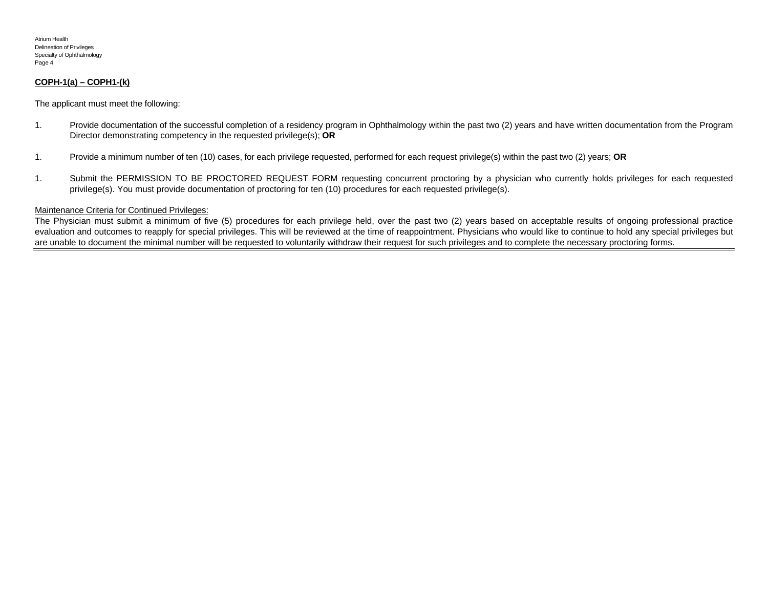**COPH-1(a) – COPH1-(k)**

The applicant must meet the following:

1. Provide documentation of the successful completion of a residency program in Ophthalmology within the past two (2) years and have written documentation from the Program Director demonstrating competency in the requested privilege(s); **OR**

1. Provide a minimum number of ten (10) cases, for each privilege requested, performed for each request privilege(s) within the past two (2) years; **OR**

1. Submit the PERMISSION TO BE PROCTORED REQUEST FORM requesting concurrent proctoring by a physician who currently holds privileges for each requested privilege(s). You must provide documentation of proctoring for ten (10) procedures for each requested privilege(s).

<u>Maintenance Criteria for Continued Privileges:</u>
The Physician must submit a minimum of five (5) procedures for each privilege held, over the past two (2) years based on acceptable results of ongoing professional practice evaluation and outcomes to reapply for special privileges. This will be reviewed at the time of reappointment. Physicians who would like to continue to hold any special privileges but are unable to document the minimal number will be requested to voluntarily withdraw their request for such privileges and to complete the necessary proctoring forms.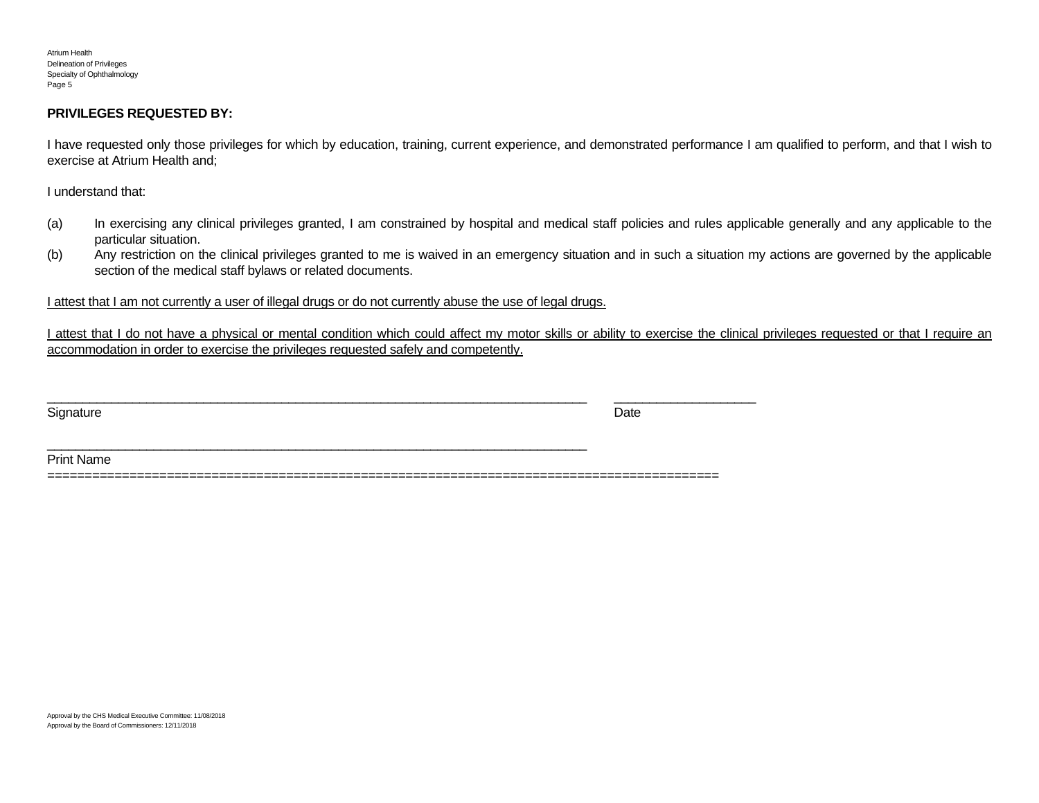**PRIVILEGES REQUESTED BY:**

I have requested only those privileges for which by education, training, current experience, and demonstrated performance I am qualified to perform, and that I wish to exercise at Atrium Health and;

I understand that:

(a) In exercising any clinical privileges granted, I am constrained by hospital and medical staff policies and rules applicable generally and any applicable to the particular situation.

(b) Any restriction on the clinical privileges granted to me is waived in an emergency situation and in such a situation my actions are governed by the applicable section of the medical staff bylaws or related documents.

<u>I attest that I am not currently a user of illegal drugs or do not currently abuse the use of legal drugs.</u>

<u>I attest that I do not have a physical or mental condition which could affect my motor skills or ability to exercise the clinical privileges requested or that I require an accommodation in order to exercise the privileges requested safely and competently.</u>

_______________________________________________ ____________________
Signature Date

_______________________________________________
Print Name

==========================================================================================

Approval by the CHS Medical Executive Committee: 11/08/2018
Approval by the Board of Commissioners: 12/11/2018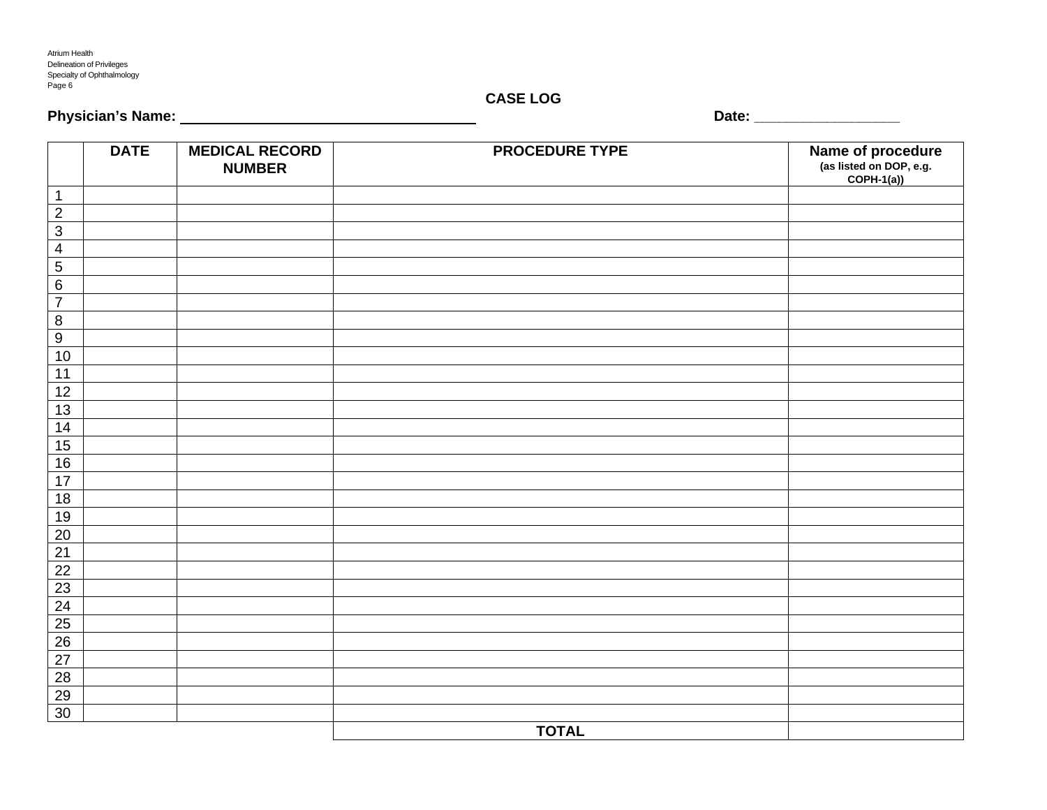# CASE LOG

**Physician's Name:** ___________________________________ **Date:** _________________

| | DATE | MEDICAL RECORD NUMBER | PROCEDURE TYPE | Name of procedure (as listed on DOP, e.g. COPH-1(a)) |
|---|---|---|---|---|
| 1 | | | | |
| 2 | | | | |
| 3 | | | | |
| 4 | | | | |
| 5 | | | | |
| 6 | | | | |
| 7 | | | | |
| 8 | | | | |
| 9 | | | | |
| 10 | | | | |
| 11 | | | | |
| 12 | | | | |
| 13 | | | | |
| 14 | | | | |
| 15 | | | | |
| 16 | | | | |
| 17 | | | | |
| 18 | | | | |
| 19 | | | | |
| 20 | | | | |
| 21 | | | | |
| 22 | | | | |
| 23 | | | | |
| 24 | | | | |
| 25 | | | | |
| 26 | | | | |
| 27 | | | | |
| 28 | | | | |
| 29 | | | | |
| 30 | | | | |
| | | | **TOTAL** | |